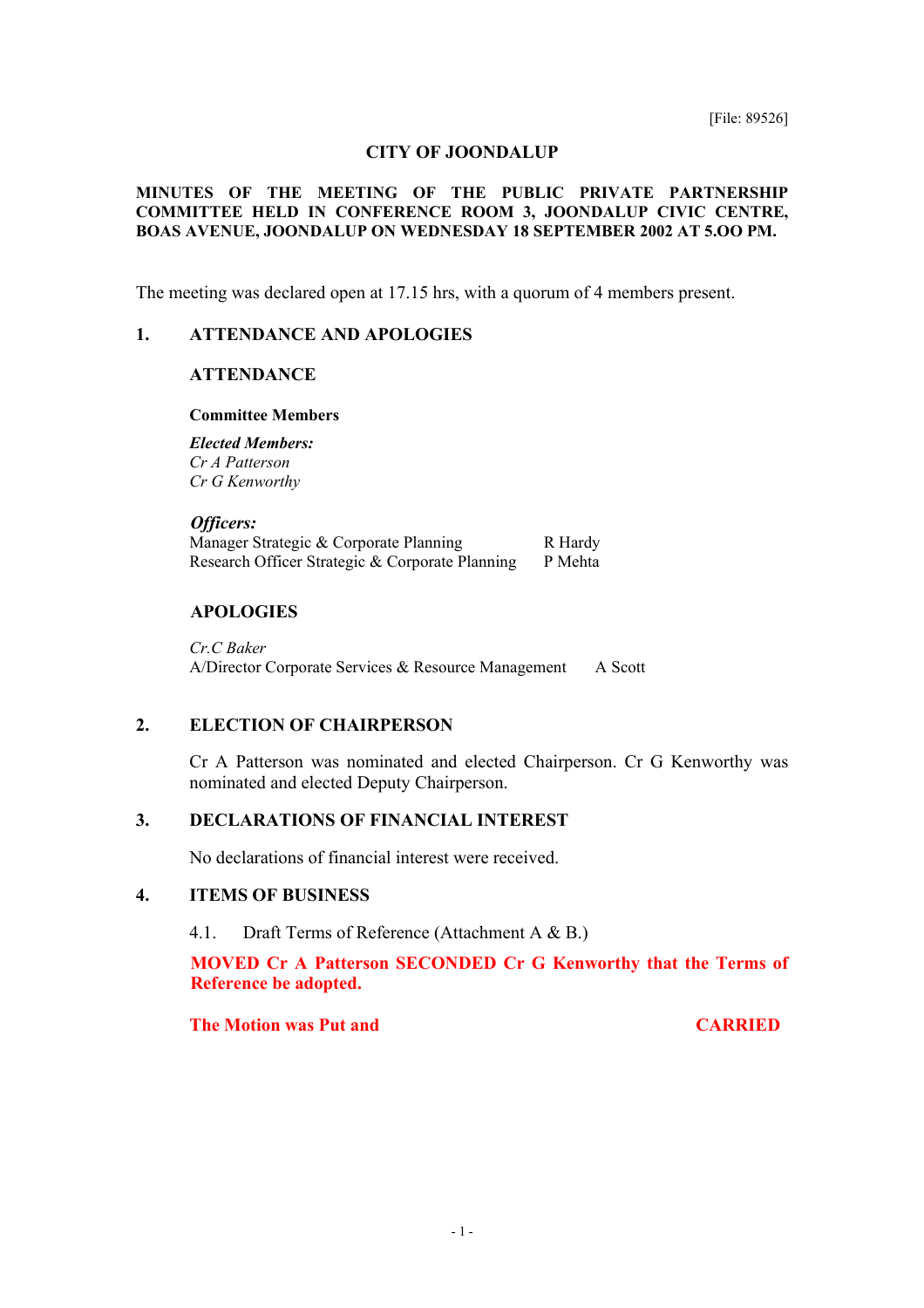[File: 89526]

# CITY OF JOONDALUP

**MINUTES OF THE MEETING OF THE PUBLIC PRIVATE PARTNERSHIP COMMITTEE HELD IN CONFERENCE ROOM 3, JOONDALUP CIVIC CENTRE, BOAS AVENUE, JOONDALUP ON WEDNESDAY 18 SEPTEMBER 2002 AT 5.OO PM.**

The meeting was declared open at 17.15 hrs, with a quorum of 4 members present.

## 1. ATTENDANCE AND APOLOGIES

### ATTENDANCE

**Committee Members**

***Elected Members:***
*Cr A Patterson*
*Cr G Kenworthy*

***Officers:***

| | |
|---|---|
| Manager Strategic & Corporate Planning | R Hardy |
| Research Officer Strategic & Corporate Planning | P Mehta |

### APOLOGIES

*Cr.C Baker*
A/Director Corporate Services & Resource Management A Scott

## 2. ELECTION OF CHAIRPERSON

Cr A Patterson was nominated and elected Chairperson. Cr G Kenworthy was nominated and elected Deputy Chairperson.

## 3. DECLARATIONS OF FINANCIAL INTEREST

No declarations of financial interest were received.

## 4. ITEMS OF BUSINESS

4.1. Draft Terms of Reference (Attachment A & B.)

**MOVED Cr A Patterson SECONDED Cr G Kenworthy that the Terms of Reference be adopted.**

**The Motion was Put and CARRIED**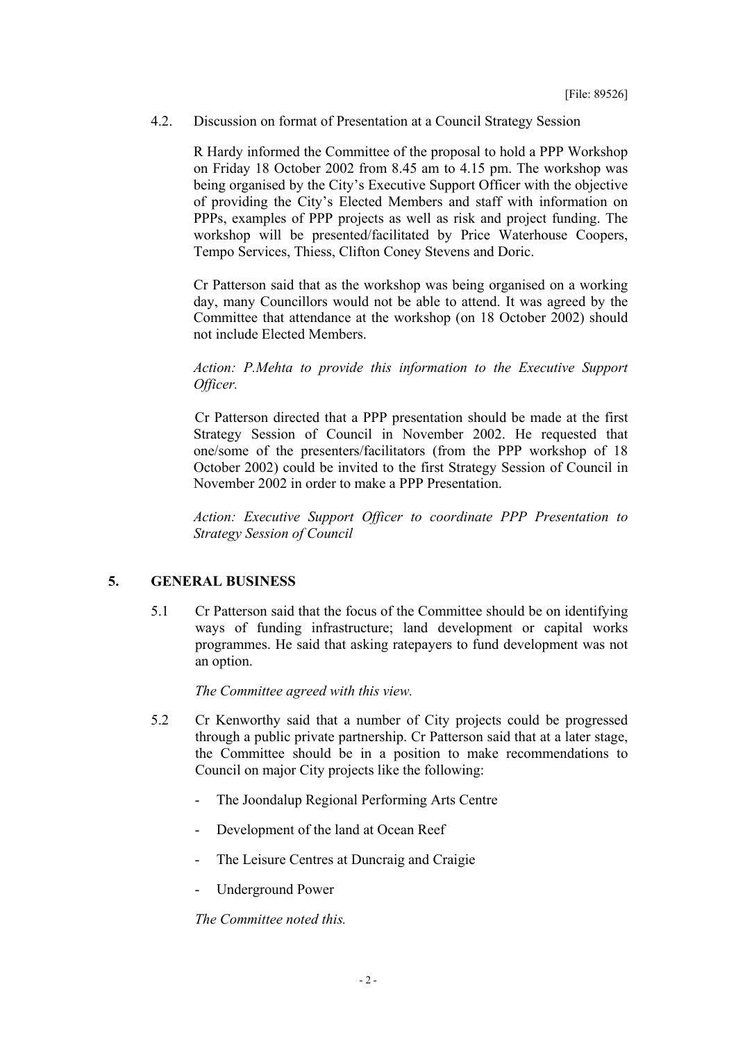[File: 89526]

4.2. Discussion on format of Presentation at a Council Strategy Session

R Hardy informed the Committee of the proposal to hold a PPP Workshop on Friday 18 October 2002 from 8.45 am to 4.15 pm. The workshop was being organised by the City's Executive Support Officer with the objective of providing the City's Elected Members and staff with information on PPPs, examples of PPP projects as well as risk and project funding. The workshop will be presented/facilitated by Price Waterhouse Coopers, Tempo Services, Thiess, Clifton Coney Stevens and Doric.

Cr Patterson said that as the workshop was being organised on a working day, many Councillors would not be able to attend. It was agreed by the Committee that attendance at the workshop (on 18 October 2002) should not include Elected Members.

*Action: P.Mehta to provide this information to the Executive Support Officer.*

Cr Patterson directed that a PPP presentation should be made at the first Strategy Session of Council in November 2002. He requested that one/some of the presenters/facilitators (from the PPP workshop of 18 October 2002) could be invited to the first Strategy Session of Council in November 2002 in order to make a PPP Presentation.

*Action: Executive Support Officer to coordinate PPP Presentation to Strategy Session of Council*

## 5. GENERAL BUSINESS

5.1 Cr Patterson said that the focus of the Committee should be on identifying ways of funding infrastructure; land development or capital works programmes. He said that asking ratepayers to fund development was not an option.

*The Committee agreed with this view.*

5.2 Cr Kenworthy said that a number of City projects could be progressed through a public private partnership. Cr Patterson said that at a later stage, the Committee should be in a position to make recommendations to Council on major City projects like the following:

- The Joondalup Regional Performing Arts Centre
- Development of the land at Ocean Reef
- The Leisure Centres at Duncraig and Craigie
- Underground Power

*The Committee noted this.*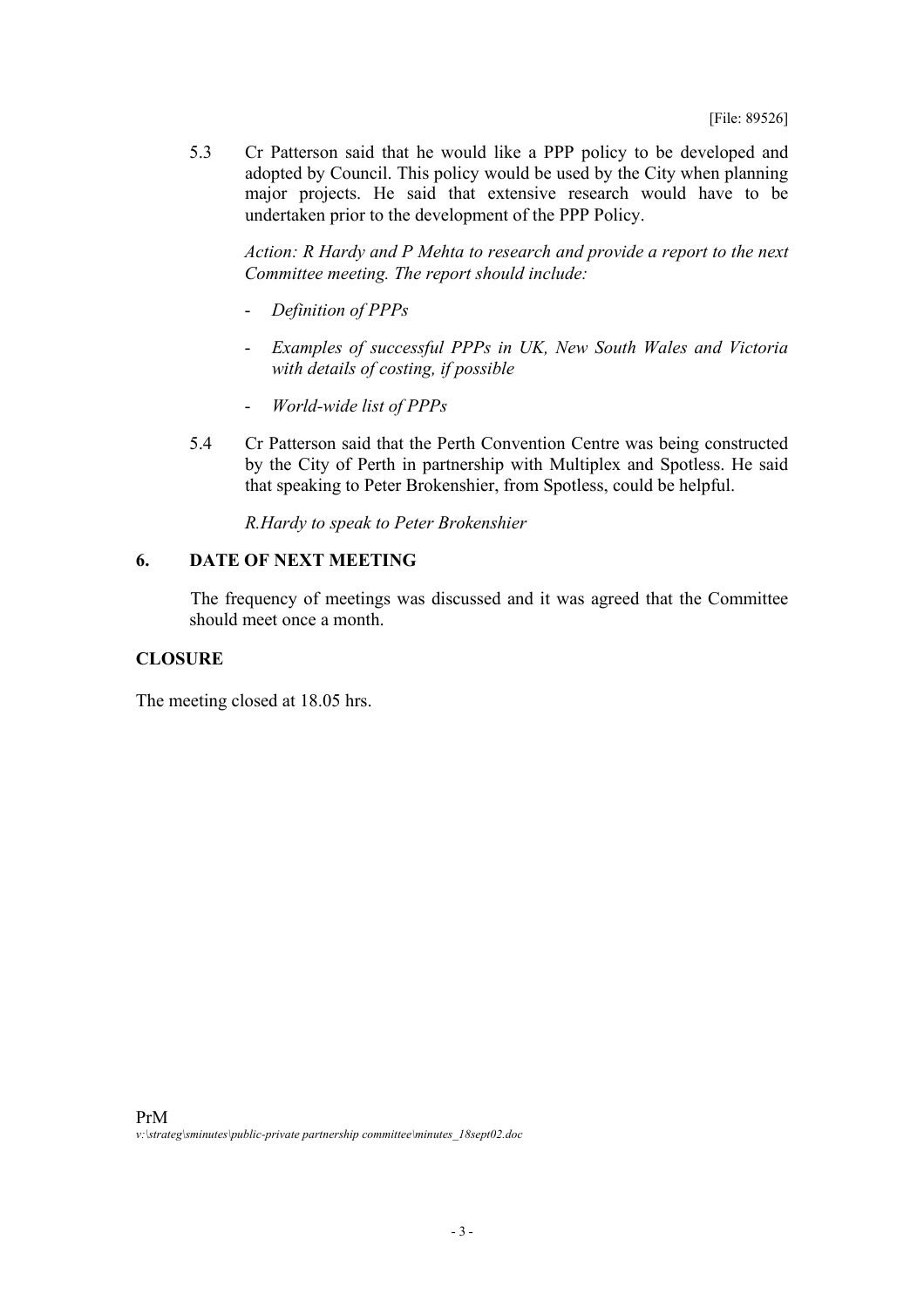5.3 Cr Patterson said that he would like a PPP policy to be developed and adopted by Council. This policy would be used by the City when planning major projects. He said that extensive research would have to be undertaken prior to the development of the PPP Policy.

*Action: R Hardy and P Mehta to research and provide a report to the next Committee meeting. The report should include:*

- *Definition of PPPs*
- *Examples of successful PPPs in UK, New South Wales and Victoria with details of costing, if possible*
- *World-wide list of PPPs*

5.4 Cr Patterson said that the Perth Convention Centre was being constructed by the City of Perth in partnership with Multiplex and Spotless. He said that speaking to Peter Brokenshier, from Spotless, could be helpful.

*R.Hardy to speak to Peter Brokenshier*

## 6. DATE OF NEXT MEETING

The frequency of meetings was discussed and it was agreed that the Committee should meet once a month.

## CLOSURE

The meeting closed at 18.05 hrs.

PrM
*v:\strateg\sminutes\public-private partnership committee\minutes_18sept02.doc*